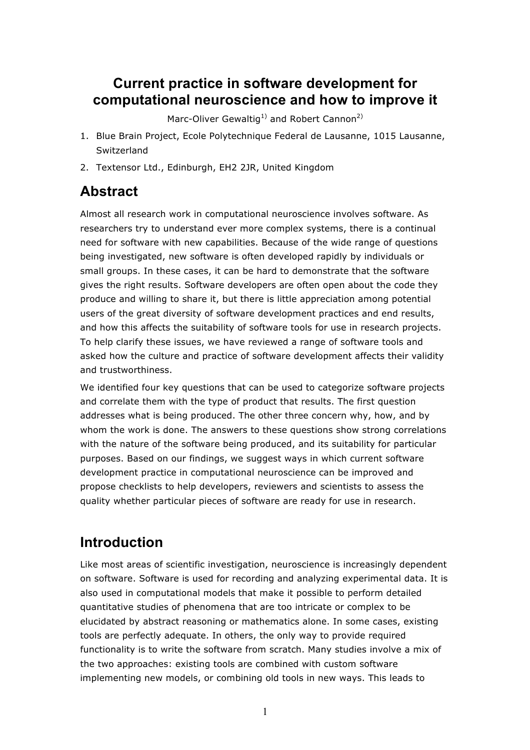# Current practice in software development for computational neuroscience and how to improve it

Marc-Oliver Gewaltig[1)] and Robert Cannon[2)]

1. Blue Brain Project, Ecole Polytechnique Federal de Lausanne, 1015 Lausanne, Switzerland
2. Textensor Ltd., Edinburgh, EH2 2JR, United Kingdom

## Abstract

Almost all research work in computational neuroscience involves software. As researchers try to understand ever more complex systems, there is a continual need for software with new capabilities. Because of the wide range of questions being investigated, new software is often developed rapidly by individuals or small groups. In these cases, it can be hard to demonstrate that the software gives the right results. Software developers are often open about the code they produce and willing to share it, but there is little appreciation among potential users of the great diversity of software development practices and end results, and how this affects the suitability of software tools for use in research projects. To help clarify these issues, we have reviewed a range of software tools and asked how the culture and practice of software development affects their validity and trustworthiness.

We identified four key questions that can be used to categorize software projects and correlate them with the type of product that results. The first question addresses what is being produced. The other three concern why, how, and by whom the work is done. The answers to these questions show strong correlations with the nature of the software being produced, and its suitability for particular purposes. Based on our findings, we suggest ways in which current software development practice in computational neuroscience can be improved and propose checklists to help developers, reviewers and scientists to assess the quality whether particular pieces of software are ready for use in research.

## Introduction

Like most areas of scientific investigation, neuroscience is increasingly dependent on software. Software is used for recording and analyzing experimental data. It is also used in computational models that make it possible to perform detailed quantitative studies of phenomena that are too intricate or complex to be elucidated by abstract reasoning or mathematics alone. In some cases, existing tools are perfectly adequate. In others, the only way to provide required functionality is to write the software from scratch. Many studies involve a mix of the two approaches: existing tools are combined with custom software implementing new models, or combining old tools in new ways. This leads to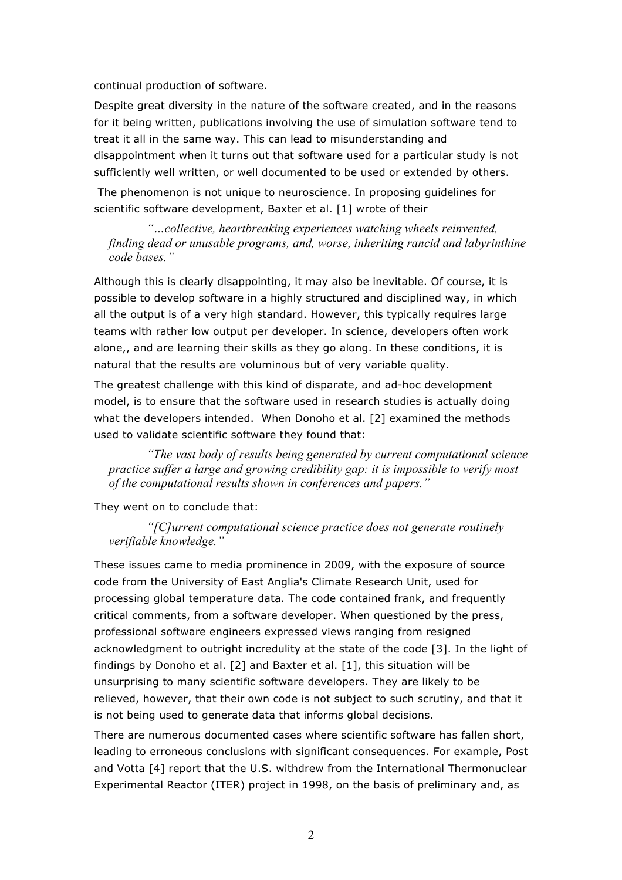continual production of software.

Despite great diversity in the nature of the software created, and in the reasons for it being written, publications involving the use of simulation software tend to treat it all in the same way. This can lead to misunderstanding and disappointment when it turns out that software used for a particular study is not sufficiently well written, or well documented to be used or extended by others.

The phenomenon is not unique to neuroscience. In proposing guidelines for scientific software development, Baxter et al. [1] wrote of their

> *"...collective, heartbreaking experiences watching wheels reinvented, finding dead or unusable programs, and, worse, inheriting rancid and labyrinthine code bases."*

Although this is clearly disappointing, it may also be inevitable. Of course, it is possible to develop software in a highly structured and disciplined way, in which all the output is of a very high standard. However, this typically requires large teams with rather low output per developer. In science, developers often work alone,, and are learning their skills as they go along. In these conditions, it is natural that the results are voluminous but of very variable quality.

The greatest challenge with this kind of disparate, and ad-hoc development model, is to ensure that the software used in research studies is actually doing what the developers intended. When Donoho et al. [2] examined the methods used to validate scientific software they found that:

> *"The vast body of results being generated by current computational science practice suffer a large and growing credibility gap: it is impossible to verify most of the computational results shown in conferences and papers."*

They went on to conclude that:

> *"[C]urrent computational science practice does not generate routinely verifiable knowledge."*

These issues came to media prominence in 2009, with the exposure of source code from the University of East Anglia's Climate Research Unit, used for processing global temperature data. The code contained frank, and frequently critical comments, from a software developer. When questioned by the press, professional software engineers expressed views ranging from resigned acknowledgment to outright incredulity at the state of the code [3]. In the light of findings by Donoho et al. [2] and Baxter et al. [1], this situation will be unsurprising to many scientific software developers. They are likely to be relieved, however, that their own code is not subject to such scrutiny, and that it is not being used to generate data that informs global decisions.

There are numerous documented cases where scientific software has fallen short, leading to erroneous conclusions with significant consequences. For example, Post and Votta [4] report that the U.S. withdrew from the International Thermonuclear Experimental Reactor (ITER) project in 1998, on the basis of preliminary and, as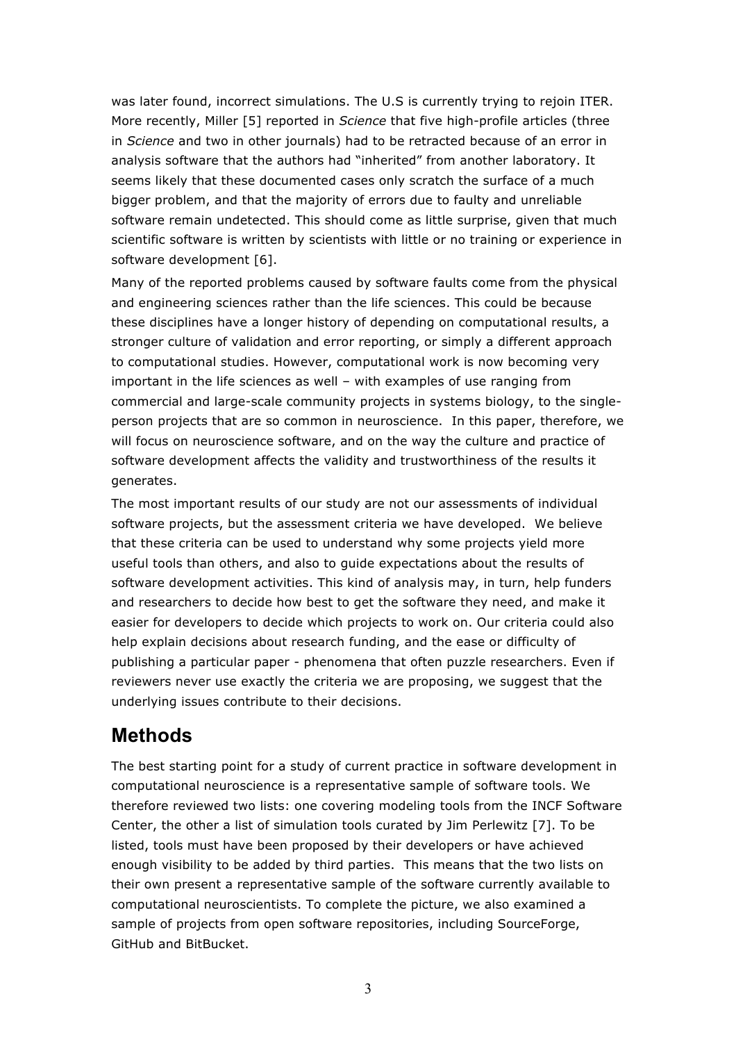was later found, incorrect simulations. The U.S is currently trying to rejoin ITER. More recently, Miller [5] reported in *Science* that five high-profile articles (three in *Science* and two in other journals) had to be retracted because of an error in analysis software that the authors had "inherited" from another laboratory. It seems likely that these documented cases only scratch the surface of a much bigger problem, and that the majority of errors due to faulty and unreliable software remain undetected. This should come as little surprise, given that much scientific software is written by scientists with little or no training or experience in software development [6].

Many of the reported problems caused by software faults come from the physical and engineering sciences rather than the life sciences. This could be because these disciplines have a longer history of depending on computational results, a stronger culture of validation and error reporting, or simply a different approach to computational studies. However, computational work is now becoming very important in the life sciences as well – with examples of use ranging from commercial and large-scale community projects in systems biology, to the single-person projects that are so common in neuroscience. In this paper, therefore, we will focus on neuroscience software, and on the way the culture and practice of software development affects the validity and trustworthiness of the results it generates.

The most important results of our study are not our assessments of individual software projects, but the assessment criteria we have developed. We believe that these criteria can be used to understand why some projects yield more useful tools than others, and also to guide expectations about the results of software development activities. This kind of analysis may, in turn, help funders and researchers to decide how best to get the software they need, and make it easier for developers to decide which projects to work on. Our criteria could also help explain decisions about research funding, and the ease or difficulty of publishing a particular paper - phenomena that often puzzle researchers. Even if reviewers never use exactly the criteria we are proposing, we suggest that the underlying issues contribute to their decisions.

## Methods

The best starting point for a study of current practice in software development in computational neuroscience is a representative sample of software tools. We therefore reviewed two lists: one covering modeling tools from the INCF Software Center, the other a list of simulation tools curated by Jim Perlewitz [7]. To be listed, tools must have been proposed by their developers or have achieved enough visibility to be added by third parties. This means that the two lists on their own present a representative sample of the software currently available to computational neuroscientists. To complete the picture, we also examined a sample of projects from open software repositories, including SourceForge, GitHub and BitBucket.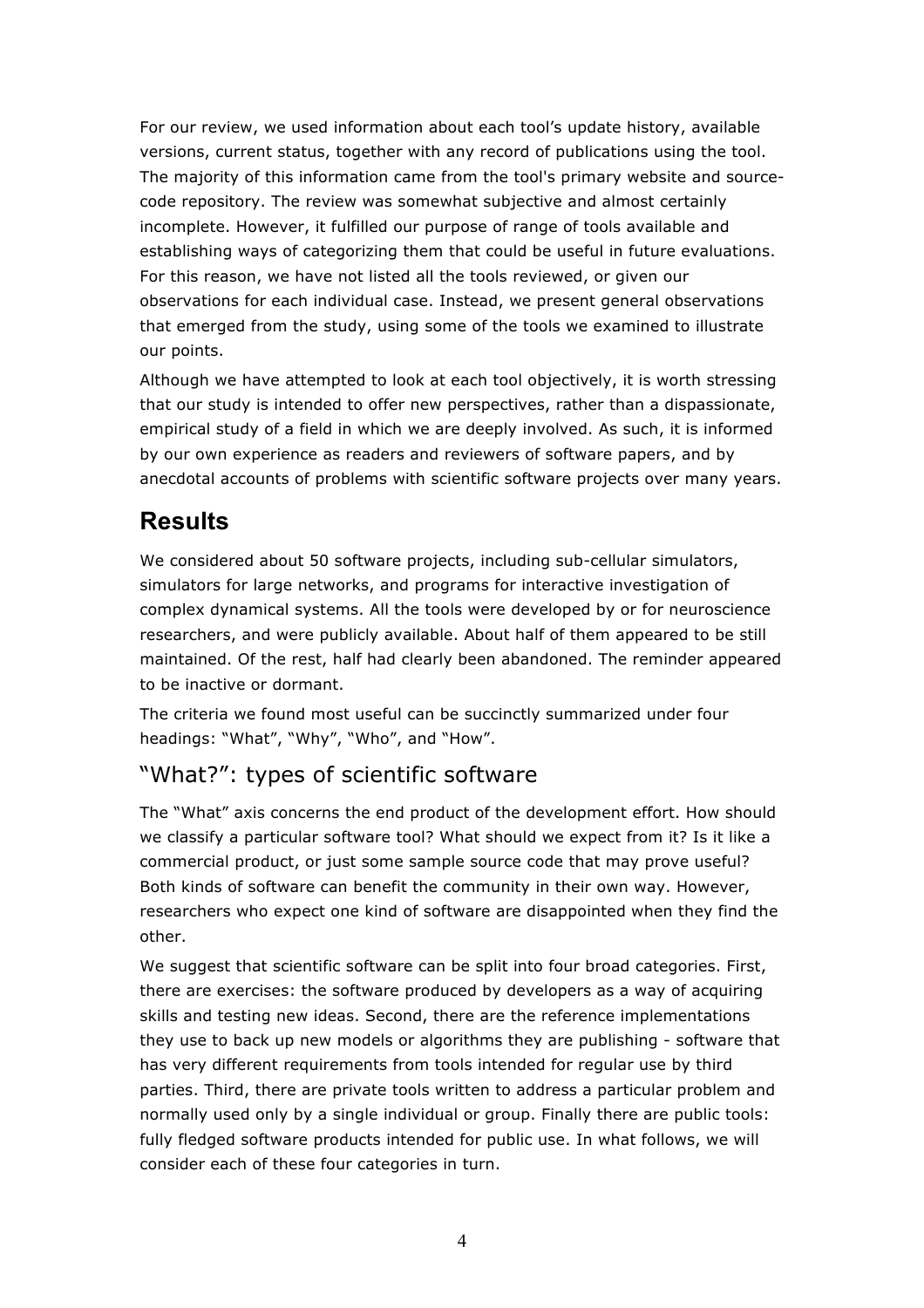For our review, we used information about each tool's update history, available versions, current status, together with any record of publications using the tool. The majority of this information came from the tool's primary website and source-code repository. The review was somewhat subjective and almost certainly incomplete. However, it fulfilled our purpose of range of tools available and establishing ways of categorizing them that could be useful in future evaluations. For this reason, we have not listed all the tools reviewed, or given our observations for each individual case. Instead, we present general observations that emerged from the study, using some of the tools we examined to illustrate our points.

Although we have attempted to look at each tool objectively, it is worth stressing that our study is intended to offer new perspectives, rather than a dispassionate, empirical study of a field in which we are deeply involved. As such, it is informed by our own experience as readers and reviewers of software papers, and by anecdotal accounts of problems with scientific software projects over many years.

# Results

We considered about 50 software projects, including sub-cellular simulators, simulators for large networks, and programs for interactive investigation of complex dynamical systems. All the tools were developed by or for neuroscience researchers, and were publicly available. About half of them appeared to be still maintained. Of the rest, half had clearly been abandoned. The reminder appeared to be inactive or dormant.

The criteria we found most useful can be succinctly summarized under four headings: "What", "Why", "Who", and "How".

## "What?": types of scientific software

The "What" axis concerns the end product of the development effort. How should we classify a particular software tool? What should we expect from it? Is it like a commercial product, or just some sample source code that may prove useful? Both kinds of software can benefit the community in their own way. However, researchers who expect one kind of software are disappointed when they find the other.

We suggest that scientific software can be split into four broad categories. First, there are exercises: the software produced by developers as a way of acquiring skills and testing new ideas. Second, there are the reference implementations they use to back up new models or algorithms they are publishing - software that has very different requirements from tools intended for regular use by third parties. Third, there are private tools written to address a particular problem and normally used only by a single individual or group. Finally there are public tools: fully fledged software products intended for public use. In what follows, we will consider each of these four categories in turn.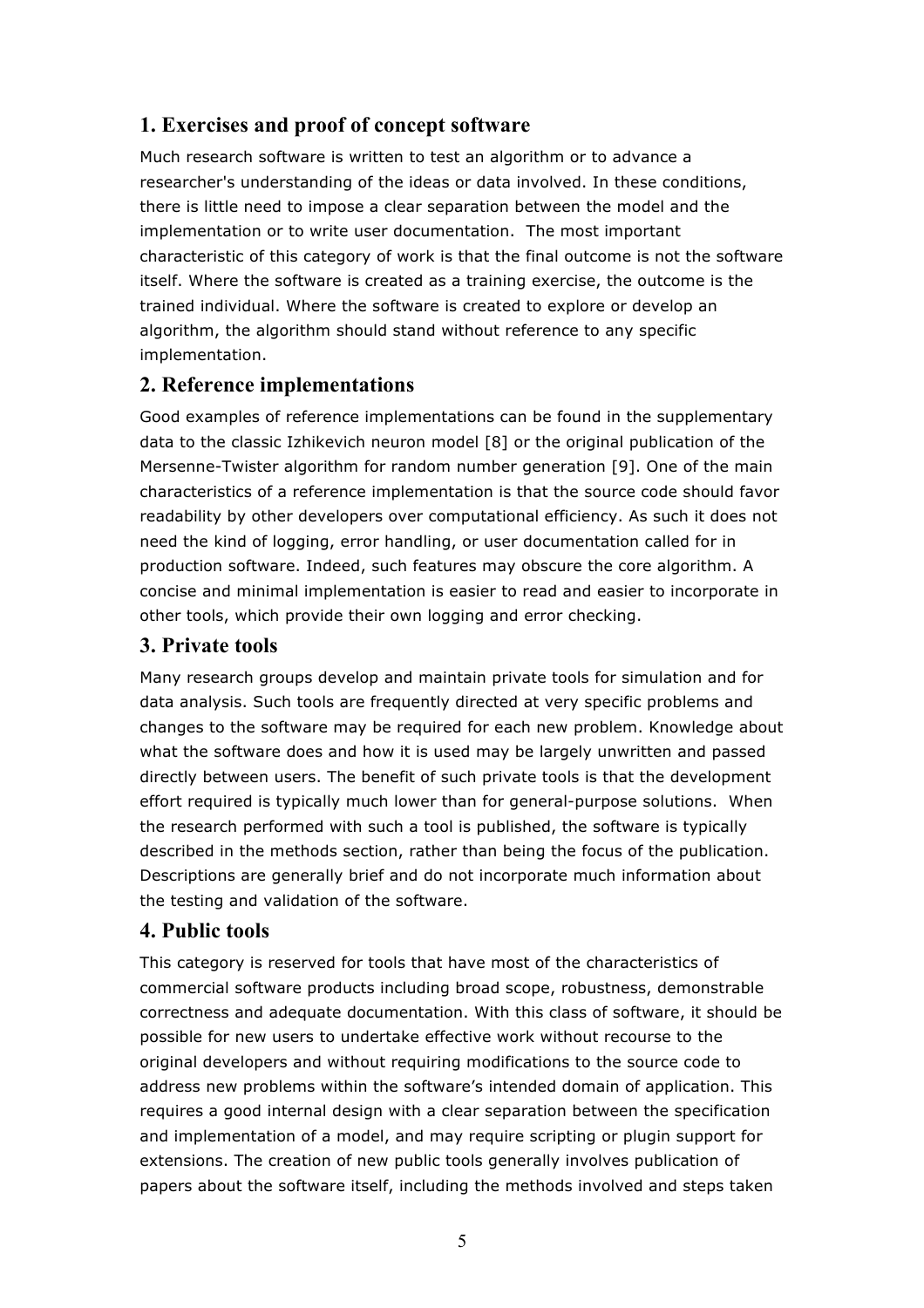## 1. Exercises and proof of concept software

Much research software is written to test an algorithm or to advance a researcher's understanding of the ideas or data involved. In these conditions, there is little need to impose a clear separation between the model and the implementation or to write user documentation. The most important characteristic of this category of work is that the final outcome is not the software itself. Where the software is created as a training exercise, the outcome is the trained individual. Where the software is created to explore or develop an algorithm, the algorithm should stand without reference to any specific implementation.

## 2. Reference implementations

Good examples of reference implementations can be found in the supplementary data to the classic Izhikevich neuron model [8] or the original publication of the Mersenne-Twister algorithm for random number generation [9]. One of the main characteristics of a reference implementation is that the source code should favor readability by other developers over computational efficiency. As such it does not need the kind of logging, error handling, or user documentation called for in production software. Indeed, such features may obscure the core algorithm. A concise and minimal implementation is easier to read and easier to incorporate in other tools, which provide their own logging and error checking.

## 3. Private tools

Many research groups develop and maintain private tools for simulation and for data analysis. Such tools are frequently directed at very specific problems and changes to the software may be required for each new problem. Knowledge about what the software does and how it is used may be largely unwritten and passed directly between users. The benefit of such private tools is that the development effort required is typically much lower than for general-purpose solutions. When the research performed with such a tool is published, the software is typically described in the methods section, rather than being the focus of the publication. Descriptions are generally brief and do not incorporate much information about the testing and validation of the software.

## 4. Public tools

This category is reserved for tools that have most of the characteristics of commercial software products including broad scope, robustness, demonstrable correctness and adequate documentation. With this class of software, it should be possible for new users to undertake effective work without recourse to the original developers and without requiring modifications to the source code to address new problems within the software's intended domain of application. This requires a good internal design with a clear separation between the specification and implementation of a model, and may require scripting or plugin support for extensions. The creation of new public tools generally involves publication of papers about the software itself, including the methods involved and steps taken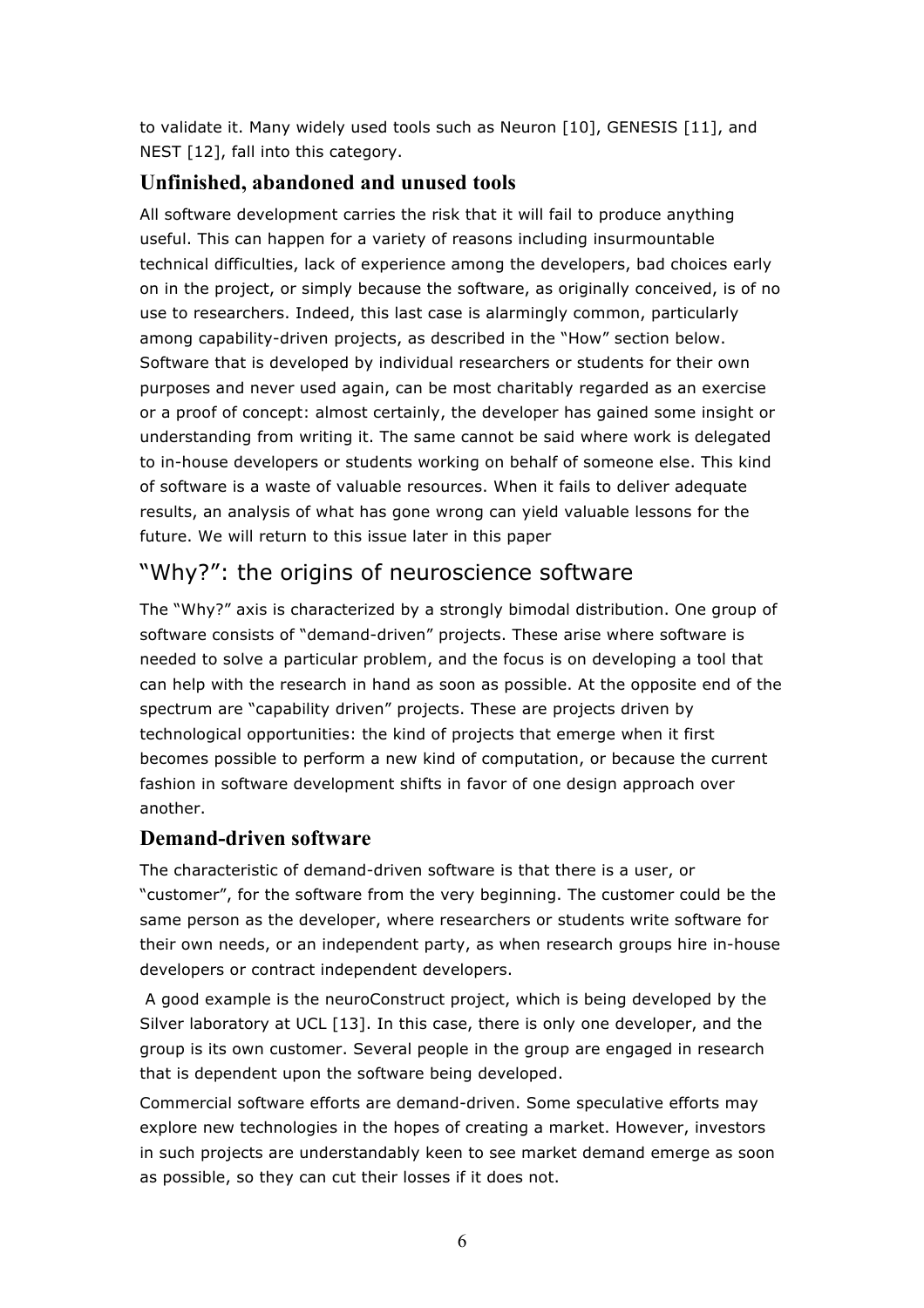to validate it. Many widely used tools such as Neuron [10], GENESIS [11], and NEST [12], fall into this category.

### Unfinished, abandoned and unused tools

All software development carries the risk that it will fail to produce anything useful. This can happen for a variety of reasons including insurmountable technical difficulties, lack of experience among the developers, bad choices early on in the project, or simply because the software, as originally conceived, is of no use to researchers. Indeed, this last case is alarmingly common, particularly among capability-driven projects, as described in the "How" section below. Software that is developed by individual researchers or students for their own purposes and never used again, can be most charitably regarded as an exercise or a proof of concept: almost certainly, the developer has gained some insight or understanding from writing it. The same cannot be said where work is delegated to in-house developers or students working on behalf of someone else. This kind of software is a waste of valuable resources. When it fails to deliver adequate results, an analysis of what has gone wrong can yield valuable lessons for the future. We will return to this issue later in this paper

## "Why?": the origins of neuroscience software

The "Why?" axis is characterized by a strongly bimodal distribution. One group of software consists of "demand-driven" projects. These arise where software is needed to solve a particular problem, and the focus is on developing a tool that can help with the research in hand as soon as possible. At the opposite end of the spectrum are "capability driven" projects. These are projects driven by technological opportunities: the kind of projects that emerge when it first becomes possible to perform a new kind of computation, or because the current fashion in software development shifts in favor of one design approach over another.

### Demand-driven software

The characteristic of demand-driven software is that there is a user, or "customer", for the software from the very beginning. The customer could be the same person as the developer, where researchers or students write software for their own needs, or an independent party, as when research groups hire in-house developers or contract independent developers.

A good example is the neuroConstruct project, which is being developed by the Silver laboratory at UCL [13]. In this case, there is only one developer, and the group is its own customer. Several people in the group are engaged in research that is dependent upon the software being developed.

Commercial software efforts are demand-driven. Some speculative efforts may explore new technologies in the hopes of creating a market. However, investors in such projects are understandably keen to see market demand emerge as soon as possible, so they can cut their losses if it does not.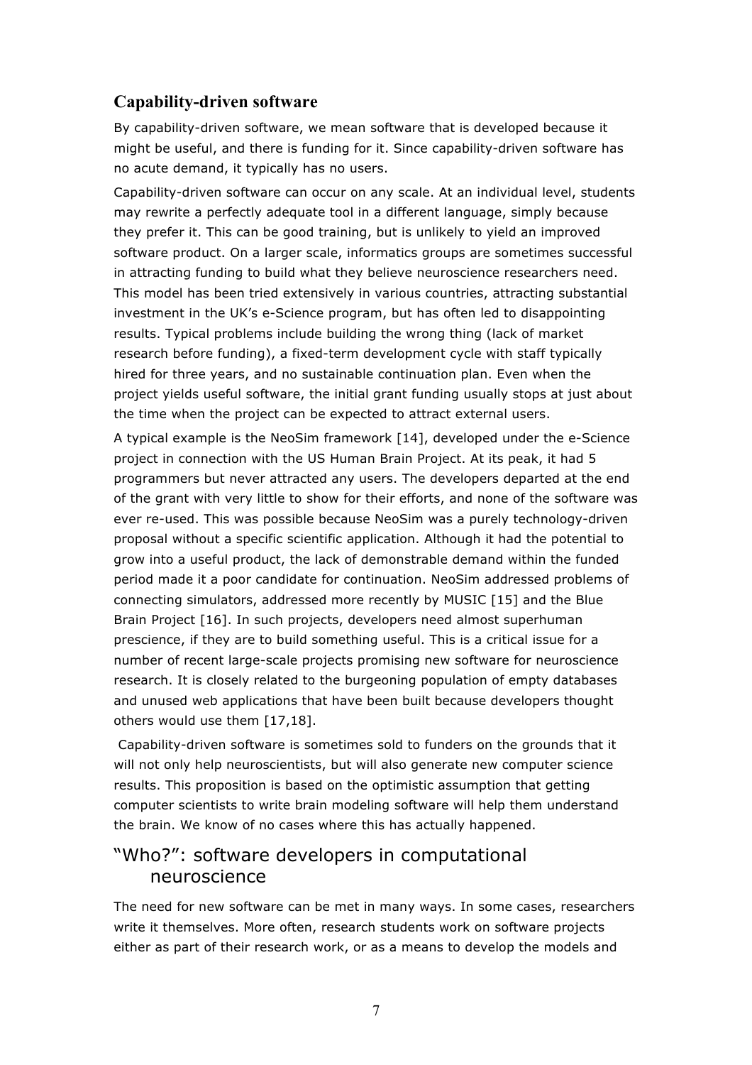## Capability-driven software

By capability-driven software, we mean software that is developed because it might be useful, and there is funding for it. Since capability-driven software has no acute demand, it typically has no users.

Capability-driven software can occur on any scale. At an individual level, students may rewrite a perfectly adequate tool in a different language, simply because they prefer it. This can be good training, but is unlikely to yield an improved software product. On a larger scale, informatics groups are sometimes successful in attracting funding to build what they believe neuroscience researchers need. This model has been tried extensively in various countries, attracting substantial investment in the UK's e-Science program, but has often led to disappointing results. Typical problems include building the wrong thing (lack of market research before funding), a fixed-term development cycle with staff typically hired for three years, and no sustainable continuation plan. Even when the project yields useful software, the initial grant funding usually stops at just about the time when the project can be expected to attract external users.

A typical example is the NeoSim framework [14], developed under the e-Science project in connection with the US Human Brain Project. At its peak, it had 5 programmers but never attracted any users. The developers departed at the end of the grant with very little to show for their efforts, and none of the software was ever re-used. This was possible because NeoSim was a purely technology-driven proposal without a specific scientific application. Although it had the potential to grow into a useful product, the lack of demonstrable demand within the funded period made it a poor candidate for continuation. NeoSim addressed problems of connecting simulators, addressed more recently by MUSIC [15] and the Blue Brain Project [16]. In such projects, developers need almost superhuman prescience, if they are to build something useful. This is a critical issue for a number of recent large-scale projects promising new software for neuroscience research. It is closely related to the burgeoning population of empty databases and unused web applications that have been built because developers thought others would use them [17,18].

Capability-driven software is sometimes sold to funders on the grounds that it will not only help neuroscientists, but will also generate new computer science results. This proposition is based on the optimistic assumption that getting computer scientists to write brain modeling software will help them understand the brain. We know of no cases where this has actually happened.

## "Who?": software developers in computational neuroscience

The need for new software can be met in many ways. In some cases, researchers write it themselves. More often, research students work on software projects either as part of their research work, or as a means to develop the models and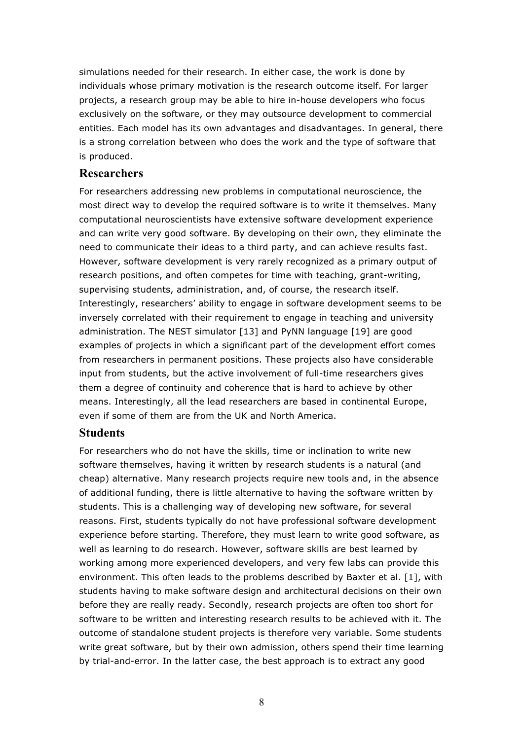simulations needed for their research. In either case, the work is done by individuals whose primary motivation is the research outcome itself. For larger projects, a research group may be able to hire in-house developers who focus exclusively on the software, or they may outsource development to commercial entities. Each model has its own advantages and disadvantages. In general, there is a strong correlation between who does the work and the type of software that is produced.

## Researchers

For researchers addressing new problems in computational neuroscience, the most direct way to develop the required software is to write it themselves. Many computational neuroscientists have extensive software development experience and can write very good software. By developing on their own, they eliminate the need to communicate their ideas to a third party, and can achieve results fast. However, software development is very rarely recognized as a primary output of research positions, and often competes for time with teaching, grant-writing, supervising students, administration, and, of course, the research itself. Interestingly, researchers' ability to engage in software development seems to be inversely correlated with their requirement to engage in teaching and university administration. The NEST simulator [13] and PyNN language [19] are good examples of projects in which a significant part of the development effort comes from researchers in permanent positions. These projects also have considerable input from students, but the active involvement of full-time researchers gives them a degree of continuity and coherence that is hard to achieve by other means. Interestingly, all the lead researchers are based in continental Europe, even if some of them are from the UK and North America.

## Students

For researchers who do not have the skills, time or inclination to write new software themselves, having it written by research students is a natural (and cheap) alternative. Many research projects require new tools and, in the absence of additional funding, there is little alternative to having the software written by students. This is a challenging way of developing new software, for several reasons. First, students typically do not have professional software development experience before starting. Therefore, they must learn to write good software, as well as learning to do research. However, software skills are best learned by working among more experienced developers, and very few labs can provide this environment. This often leads to the problems described by Baxter et al. [1], with students having to make software design and architectural decisions on their own before they are really ready. Secondly, research projects are often too short for software to be written and interesting research results to be achieved with it. The outcome of standalone student projects is therefore very variable. Some students write great software, but by their own admission, others spend their time learning by trial-and-error. In the latter case, the best approach is to extract any good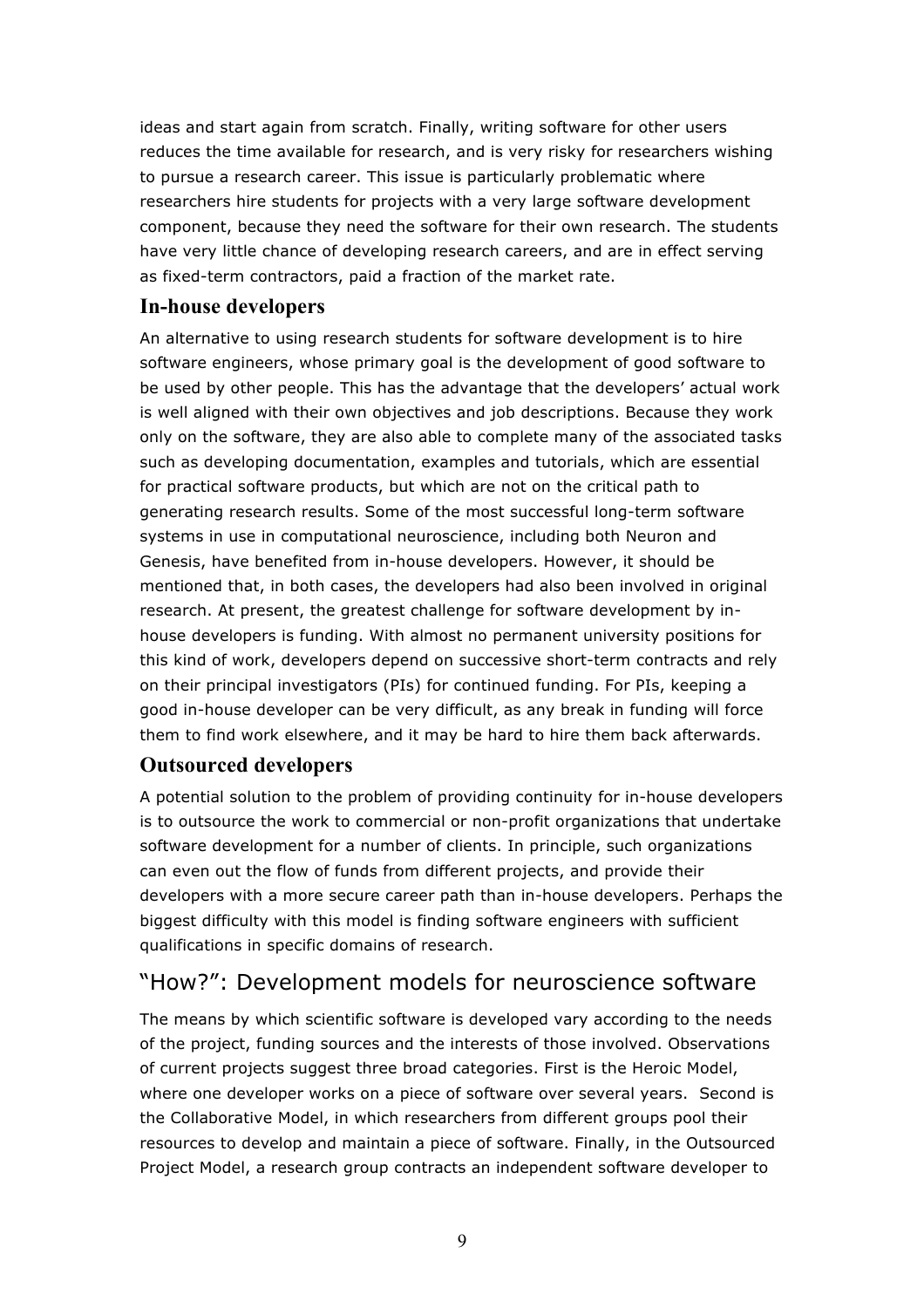ideas and start again from scratch. Finally, writing software for other users reduces the time available for research, and is very risky for researchers wishing to pursue a research career. This issue is particularly problematic where researchers hire students for projects with a very large software development component, because they need the software for their own research. The students have very little chance of developing research careers, and are in effect serving as fixed-term contractors, paid a fraction of the market rate.

### In-house developers

An alternative to using research students for software development is to hire software engineers, whose primary goal is the development of good software to be used by other people. This has the advantage that the developers' actual work is well aligned with their own objectives and job descriptions. Because they work only on the software, they are also able to complete many of the associated tasks such as developing documentation, examples and tutorials, which are essential for practical software products, but which are not on the critical path to generating research results. Some of the most successful long-term software systems in use in computational neuroscience, including both Neuron and Genesis, have benefited from in-house developers. However, it should be mentioned that, in both cases, the developers had also been involved in original research. At present, the greatest challenge for software development by in-house developers is funding. With almost no permanent university positions for this kind of work, developers depend on successive short-term contracts and rely on their principal investigators (PIs) for continued funding. For PIs, keeping a good in-house developer can be very difficult, as any break in funding will force them to find work elsewhere, and it may be hard to hire them back afterwards.

### Outsourced developers

A potential solution to the problem of providing continuity for in-house developers is to outsource the work to commercial or non-profit organizations that undertake software development for a number of clients. In principle, such organizations can even out the flow of funds from different projects, and provide their developers with a more secure career path than in-house developers. Perhaps the biggest difficulty with this model is finding software engineers with sufficient qualifications in specific domains of research.

## "How?": Development models for neuroscience software

The means by which scientific software is developed vary according to the needs of the project, funding sources and the interests of those involved. Observations of current projects suggest three broad categories. First is the Heroic Model, where one developer works on a piece of software over several years. Second is the Collaborative Model, in which researchers from different groups pool their resources to develop and maintain a piece of software. Finally, in the Outsourced Project Model, a research group contracts an independent software developer to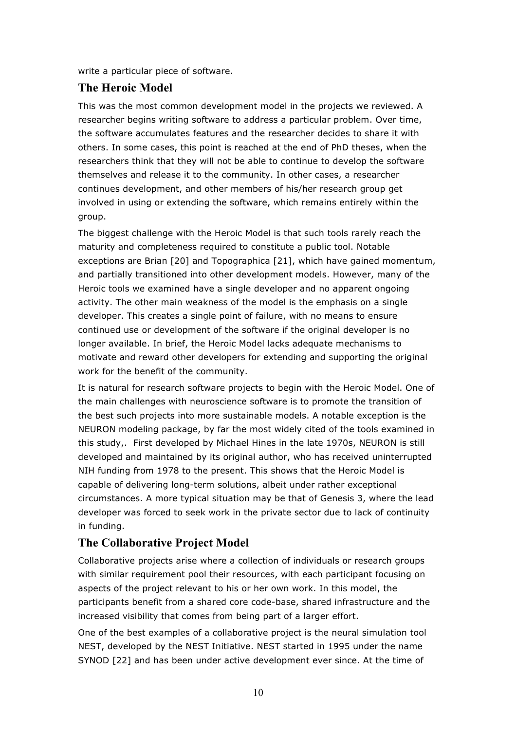write a particular piece of software.

## The Heroic Model

This was the most common development model in the projects we reviewed. A researcher begins writing software to address a particular problem. Over time, the software accumulates features and the researcher decides to share it with others. In some cases, this point is reached at the end of PhD theses, when the researchers think that they will not be able to continue to develop the software themselves and release it to the community. In other cases, a researcher continues development, and other members of his/her research group get involved in using or extending the software, which remains entirely within the group.

The biggest challenge with the Heroic Model is that such tools rarely reach the maturity and completeness required to constitute a public tool. Notable exceptions are Brian [20] and Topographica [21], which have gained momentum, and partially transitioned into other development models. However, many of the Heroic tools we examined have a single developer and no apparent ongoing activity. The other main weakness of the model is the emphasis on a single developer. This creates a single point of failure, with no means to ensure continued use or development of the software if the original developer is no longer available. In brief, the Heroic Model lacks adequate mechanisms to motivate and reward other developers for extending and supporting the original work for the benefit of the community.

It is natural for research software projects to begin with the Heroic Model. One of the main challenges with neuroscience software is to promote the transition of the best such projects into more sustainable models. A notable exception is the NEURON modeling package, by far the most widely cited of the tools examined in this study,. First developed by Michael Hines in the late 1970s, NEURON is still developed and maintained by its original author, who has received uninterrupted NIH funding from 1978 to the present. This shows that the Heroic Model is capable of delivering long-term solutions, albeit under rather exceptional circumstances. A more typical situation may be that of Genesis 3, where the lead developer was forced to seek work in the private sector due to lack of continuity in funding.

## The Collaborative Project Model

Collaborative projects arise where a collection of individuals or research groups with similar requirement pool their resources, with each participant focusing on aspects of the project relevant to his or her own work. In this model, the participants benefit from a shared core code-base, shared infrastructure and the increased visibility that comes from being part of a larger effort.

One of the best examples of a collaborative project is the neural simulation tool NEST, developed by the NEST Initiative. NEST started in 1995 under the name SYNOD [22] and has been under active development ever since. At the time of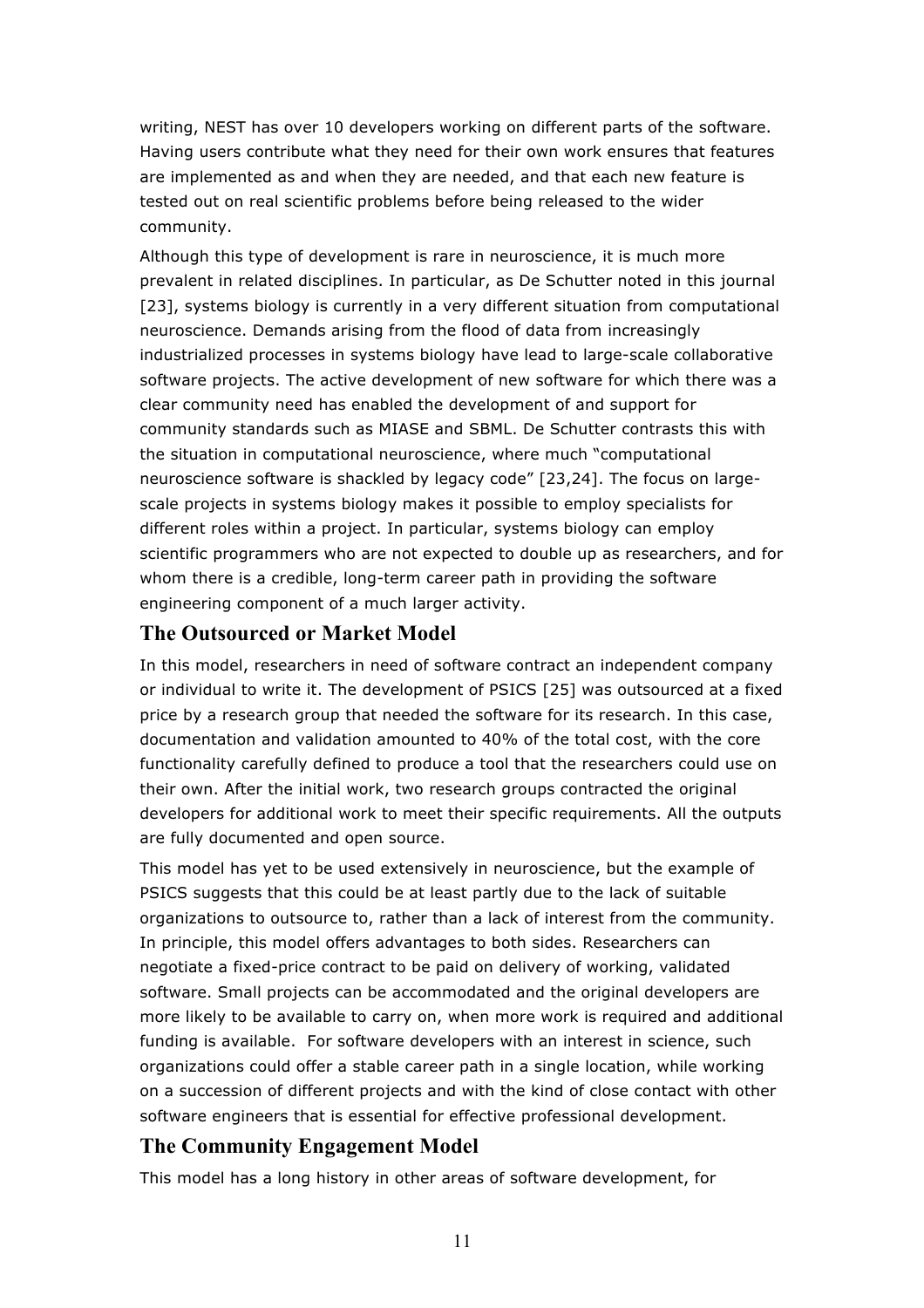writing, NEST has over 10 developers working on different parts of the software. Having users contribute what they need for their own work ensures that features are implemented as and when they are needed, and that each new feature is tested out on real scientific problems before being released to the wider community.

Although this type of development is rare in neuroscience, it is much more prevalent in related disciplines. In particular, as De Schutter noted in this journal [23], systems biology is currently in a very different situation from computational neuroscience. Demands arising from the flood of data from increasingly industrialized processes in systems biology have lead to large-scale collaborative software projects. The active development of new software for which there was a clear community need has enabled the development of and support for community standards such as MIASE and SBML. De Schutter contrasts this with the situation in computational neuroscience, where much "computational neuroscience software is shackled by legacy code" [23,24]. The focus on large-scale projects in systems biology makes it possible to employ specialists for different roles within a project. In particular, systems biology can employ scientific programmers who are not expected to double up as researchers, and for whom there is a credible, long-term career path in providing the software engineering component of a much larger activity.

## The Outsourced or Market Model

In this model, researchers in need of software contract an independent company or individual to write it. The development of PSICS [25] was outsourced at a fixed price by a research group that needed the software for its research. In this case, documentation and validation amounted to 40% of the total cost, with the core functionality carefully defined to produce a tool that the researchers could use on their own. After the initial work, two research groups contracted the original developers for additional work to meet their specific requirements. All the outputs are fully documented and open source.

This model has yet to be used extensively in neuroscience, but the example of PSICS suggests that this could be at least partly due to the lack of suitable organizations to outsource to, rather than a lack of interest from the community. In principle, this model offers advantages to both sides. Researchers can negotiate a fixed-price contract to be paid on delivery of working, validated software. Small projects can be accommodated and the original developers are more likely to be available to carry on, when more work is required and additional funding is available. For software developers with an interest in science, such organizations could offer a stable career path in a single location, while working on a succession of different projects and with the kind of close contact with other software engineers that is essential for effective professional development.

## The Community Engagement Model

This model has a long history in other areas of software development, for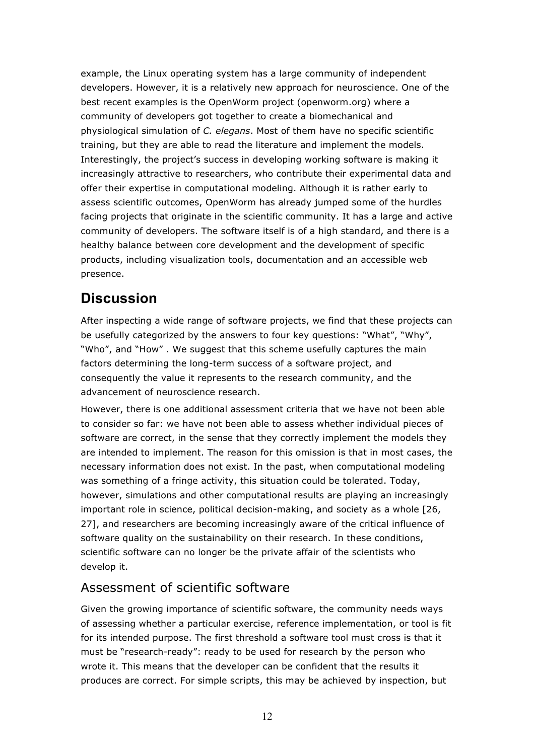example, the Linux operating system has a large community of independent developers. However, it is a relatively new approach for neuroscience. One of the best recent examples is the OpenWorm project (openworm.org) where a community of developers got together to create a biomechanical and physiological simulation of *C. elegans*. Most of them have no specific scientific training, but they are able to read the literature and implement the models. Interestingly, the project's success in developing working software is making it increasingly attractive to researchers, who contribute their experimental data and offer their expertise in computational modeling. Although it is rather early to assess scientific outcomes, OpenWorm has already jumped some of the hurdles facing projects that originate in the scientific community. It has a large and active community of developers. The software itself is of a high standard, and there is a healthy balance between core development and the development of specific products, including visualization tools, documentation and an accessible web presence.

# Discussion

After inspecting a wide range of software projects, we find that these projects can be usefully categorized by the answers to four key questions: "What", "Why", "Who", and "How" . We suggest that this scheme usefully captures the main factors determining the long-term success of a software project, and consequently the value it represents to the research community, and the advancement of neuroscience research.

However, there is one additional assessment criteria that we have not been able to consider so far: we have not been able to assess whether individual pieces of software are correct, in the sense that they correctly implement the models they are intended to implement. The reason for this omission is that in most cases, the necessary information does not exist. In the past, when computational modeling was something of a fringe activity, this situation could be tolerated. Today, however, simulations and other computational results are playing an increasingly important role in science, political decision-making, and society as a whole [26, 27], and researchers are becoming increasingly aware of the critical influence of software quality on the sustainability on their research. In these conditions, scientific software can no longer be the private affair of the scientists who develop it.

## Assessment of scientific software

Given the growing importance of scientific software, the community needs ways of assessing whether a particular exercise, reference implementation, or tool is fit for its intended purpose. The first threshold a software tool must cross is that it must be "research-ready": ready to be used for research by the person who wrote it. This means that the developer can be confident that the results it produces are correct. For simple scripts, this may be achieved by inspection, but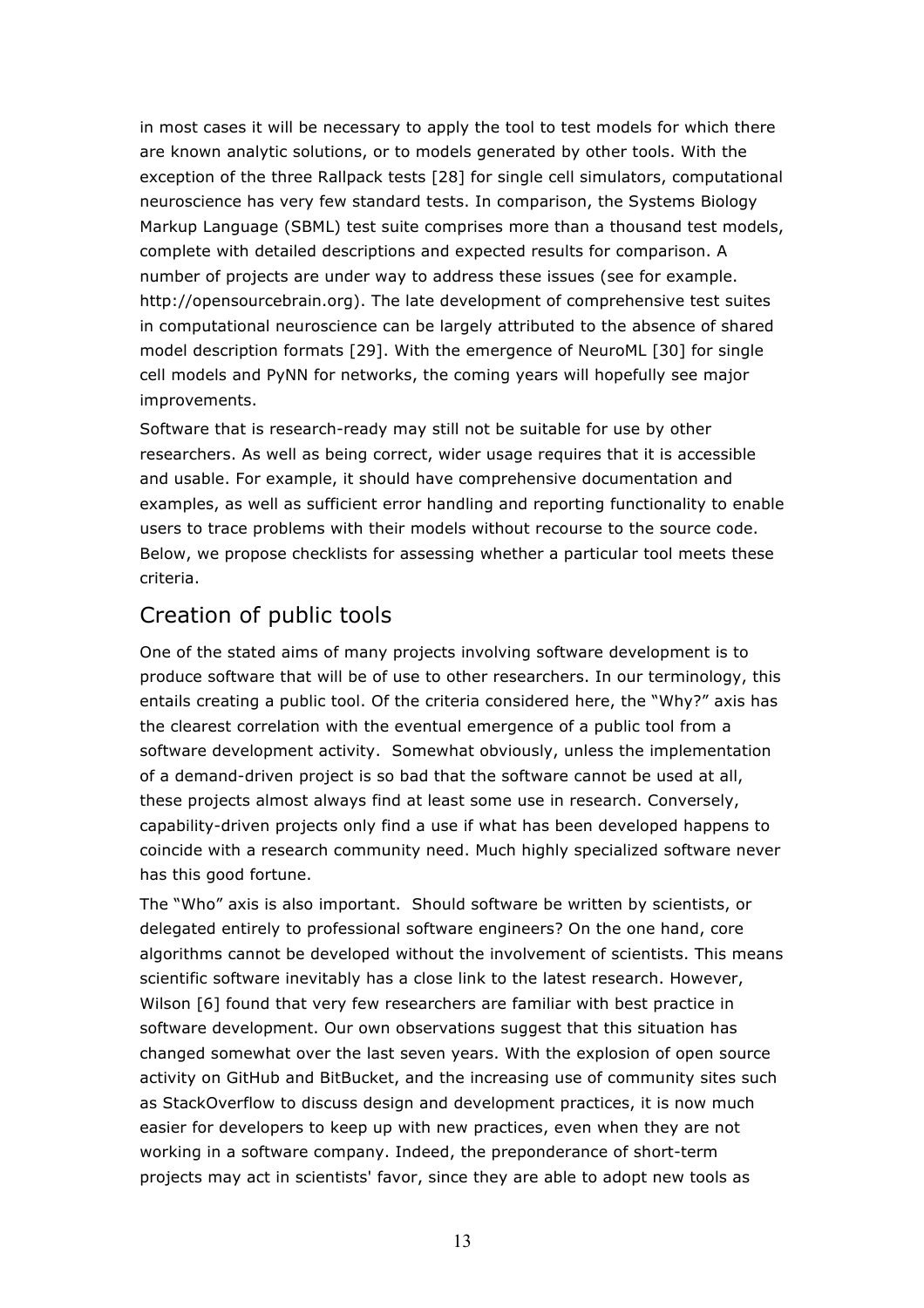in most cases it will be necessary to apply the tool to test models for which there are known analytic solutions, or to models generated by other tools. With the exception of the three Rallpack tests [28] for single cell simulators, computational neuroscience has very few standard tests. In comparison, the Systems Biology Markup Language (SBML) test suite comprises more than a thousand test models, complete with detailed descriptions and expected results for comparison. A number of projects are under way to address these issues (see for example. http://opensourcebrain.org). The late development of comprehensive test suites in computational neuroscience can be largely attributed to the absence of shared model description formats [29]. With the emergence of NeuroML [30] for single cell models and PyNN for networks, the coming years will hopefully see major improvements.

Software that is research-ready may still not be suitable for use by other researchers. As well as being correct, wider usage requires that it is accessible and usable. For example, it should have comprehensive documentation and examples, as well as sufficient error handling and reporting functionality to enable users to trace problems with their models without recourse to the source code. Below, we propose checklists for assessing whether a particular tool meets these criteria.

## Creation of public tools

One of the stated aims of many projects involving software development is to produce software that will be of use to other researchers. In our terminology, this entails creating a public tool. Of the criteria considered here, the "Why?" axis has the clearest correlation with the eventual emergence of a public tool from a software development activity. Somewhat obviously, unless the implementation of a demand-driven project is so bad that the software cannot be used at all, these projects almost always find at least some use in research. Conversely, capability-driven projects only find a use if what has been developed happens to coincide with a research community need. Much highly specialized software never has this good fortune.

The "Who" axis is also important. Should software be written by scientists, or delegated entirely to professional software engineers? On the one hand, core algorithms cannot be developed without the involvement of scientists. This means scientific software inevitably has a close link to the latest research. However, Wilson [6] found that very few researchers are familiar with best practice in software development. Our own observations suggest that this situation has changed somewhat over the last seven years. With the explosion of open source activity on GitHub and BitBucket, and the increasing use of community sites such as StackOverflow to discuss design and development practices, it is now much easier for developers to keep up with new practices, even when they are not working in a software company. Indeed, the preponderance of short-term projects may act in scientists' favor, since they are able to adopt new tools as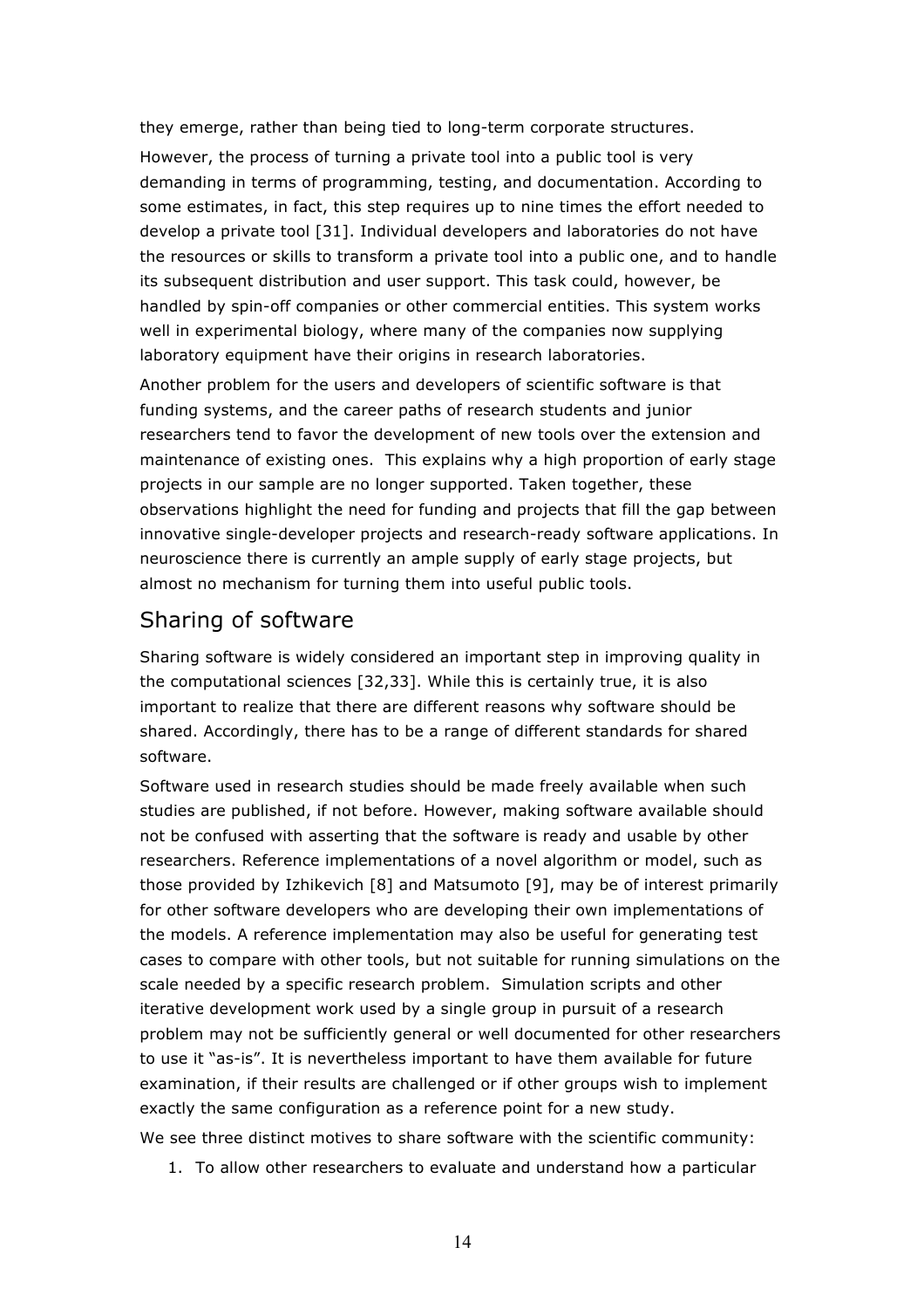they emerge, rather than being tied to long-term corporate structures.

However, the process of turning a private tool into a public tool is very demanding in terms of programming, testing, and documentation. According to some estimates, in fact, this step requires up to nine times the effort needed to develop a private tool [31]. Individual developers and laboratories do not have the resources or skills to transform a private tool into a public one, and to handle its subsequent distribution and user support. This task could, however, be handled by spin-off companies or other commercial entities. This system works well in experimental biology, where many of the companies now supplying laboratory equipment have their origins in research laboratories.

Another problem for the users and developers of scientific software is that funding systems, and the career paths of research students and junior researchers tend to favor the development of new tools over the extension and maintenance of existing ones. This explains why a high proportion of early stage projects in our sample are no longer supported. Taken together, these observations highlight the need for funding and projects that fill the gap between innovative single-developer projects and research-ready software applications. In neuroscience there is currently an ample supply of early stage projects, but almost no mechanism for turning them into useful public tools.

## Sharing of software

Sharing software is widely considered an important step in improving quality in the computational sciences [32,33]. While this is certainly true, it is also important to realize that there are different reasons why software should be shared. Accordingly, there has to be a range of different standards for shared software.

Software used in research studies should be made freely available when such studies are published, if not before. However, making software available should not be confused with asserting that the software is ready and usable by other researchers. Reference implementations of a novel algorithm or model, such as those provided by Izhikevich [8] and Matsumoto [9], may be of interest primarily for other software developers who are developing their own implementations of the models. A reference implementation may also be useful for generating test cases to compare with other tools, but not suitable for running simulations on the scale needed by a specific research problem. Simulation scripts and other iterative development work used by a single group in pursuit of a research problem may not be sufficiently general or well documented for other researchers to use it "as-is". It is nevertheless important to have them available for future examination, if their results are challenged or if other groups wish to implement exactly the same configuration as a reference point for a new study.

We see three distinct motives to share software with the scientific community:

1. To allow other researchers to evaluate and understand how a particular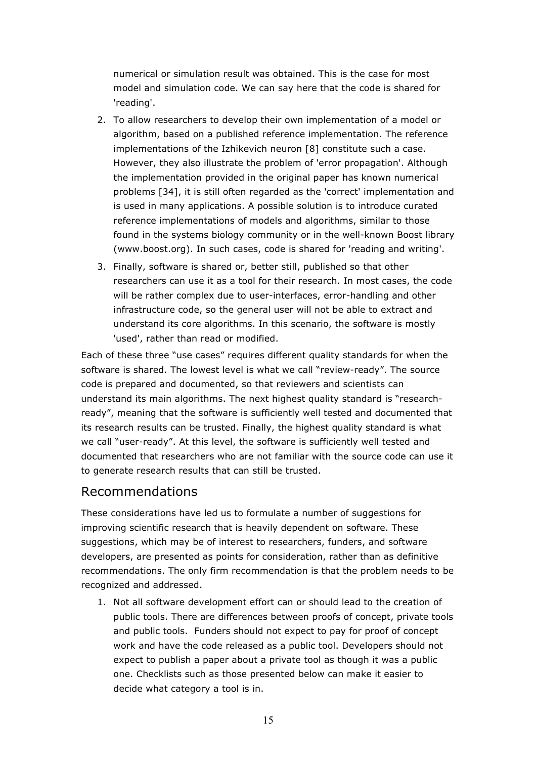numerical or simulation result was obtained. This is the case for most model and simulation code. We can say here that the code is shared for 'reading'.

2. To allow researchers to develop their own implementation of a model or algorithm, based on a published reference implementation. The reference implementations of the Izhikevich neuron [8] constitute such a case. However, they also illustrate the problem of 'error propagation'. Although the implementation provided in the original paper has known numerical problems [34], it is still often regarded as the 'correct' implementation and is used in many applications. A possible solution is to introduce curated reference implementations of models and algorithms, similar to those found in the systems biology community or in the well-known Boost library (www.boost.org). In such cases, code is shared for 'reading and writing'.
3. Finally, software is shared or, better still, published so that other researchers can use it as a tool for their research. In most cases, the code will be rather complex due to user-interfaces, error-handling and other infrastructure code, so the general user will not be able to extract and understand its core algorithms. In this scenario, the software is mostly 'used', rather than read or modified.

Each of these three "use cases" requires different quality standards for when the software is shared. The lowest level is what we call "review-ready". The source code is prepared and documented, so that reviewers and scientists can understand its main algorithms. The next highest quality standard is "research-ready", meaning that the software is sufficiently well tested and documented that its research results can be trusted. Finally, the highest quality standard is what we call "user-ready". At this level, the software is sufficiently well tested and documented that researchers who are not familiar with the source code can use it to generate research results that can still be trusted.

## Recommendations

These considerations have led us to formulate a number of suggestions for improving scientific research that is heavily dependent on software. These suggestions, which may be of interest to researchers, funders, and software developers, are presented as points for consideration, rather than as definitive recommendations. The only firm recommendation is that the problem needs to be recognized and addressed.

1. Not all software development effort can or should lead to the creation of public tools. There are differences between proofs of concept, private tools and public tools. Funders should not expect to pay for proof of concept work and have the code released as a public tool. Developers should not expect to publish a paper about a private tool as though it was a public one. Checklists such as those presented below can make it easier to decide what category a tool is in.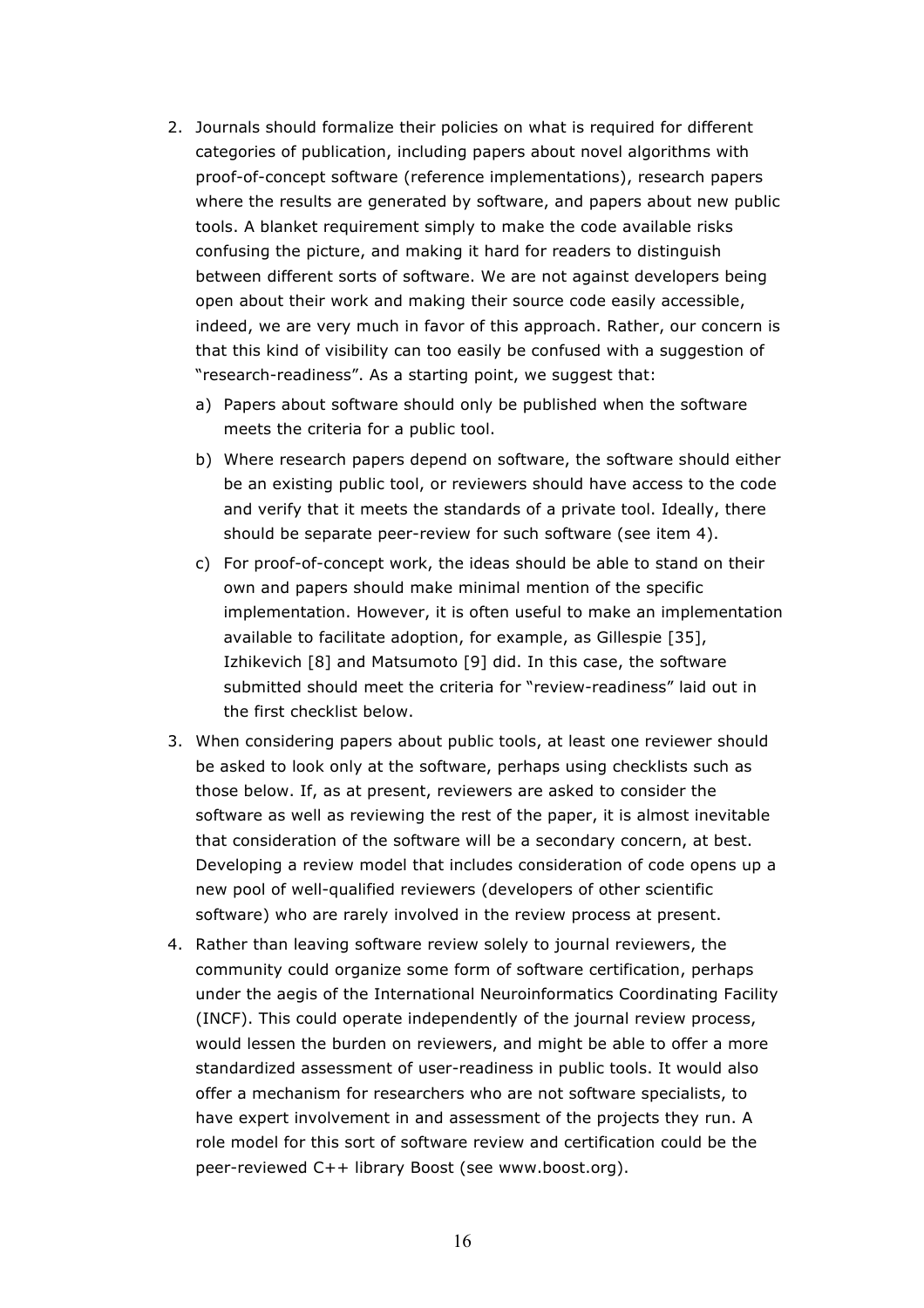2. Journals should formalize their policies on what is required for different categories of publication, including papers about novel algorithms with proof-of-concept software (reference implementations), research papers where the results are generated by software, and papers about new public tools. A blanket requirement simply to make the code available risks confusing the picture, and making it hard for readers to distinguish between different sorts of software. We are not against developers being open about their work and making their source code easily accessible, indeed, we are very much in favor of this approach. Rather, our concern is that this kind of visibility can too easily be confused with a suggestion of "research-readiness". As a starting point, we suggest that:

   a) Papers about software should only be published when the software meets the criteria for a public tool.

   b) Where research papers depend on software, the software should either be an existing public tool, or reviewers should have access to the code and verify that it meets the standards of a private tool. Ideally, there should be separate peer-review for such software (see item 4).

   c) For proof-of-concept work, the ideas should be able to stand on their own and papers should make minimal mention of the specific implementation. However, it is often useful to make an implementation available to facilitate adoption, for example, as Gillespie [35], Izhikevich [8] and Matsumoto [9] did. In this case, the software submitted should meet the criteria for "review-readiness" laid out in the first checklist below.

3. When considering papers about public tools, at least one reviewer should be asked to look only at the software, perhaps using checklists such as those below. If, as at present, reviewers are asked to consider the software as well as reviewing the rest of the paper, it is almost inevitable that consideration of the software will be a secondary concern, at best. Developing a review model that includes consideration of code opens up a new pool of well-qualified reviewers (developers of other scientific software) who are rarely involved in the review process at present.

4. Rather than leaving software review solely to journal reviewers, the community could organize some form of software certification, perhaps under the aegis of the International Neuroinformatics Coordinating Facility (INCF). This could operate independently of the journal review process, would lessen the burden on reviewers, and might be able to offer a more standardized assessment of user-readiness in public tools. It would also offer a mechanism for researchers who are not software specialists, to have expert involvement in and assessment of the projects they run. A role model for this sort of software review and certification could be the peer-reviewed C++ library Boost (see www.boost.org).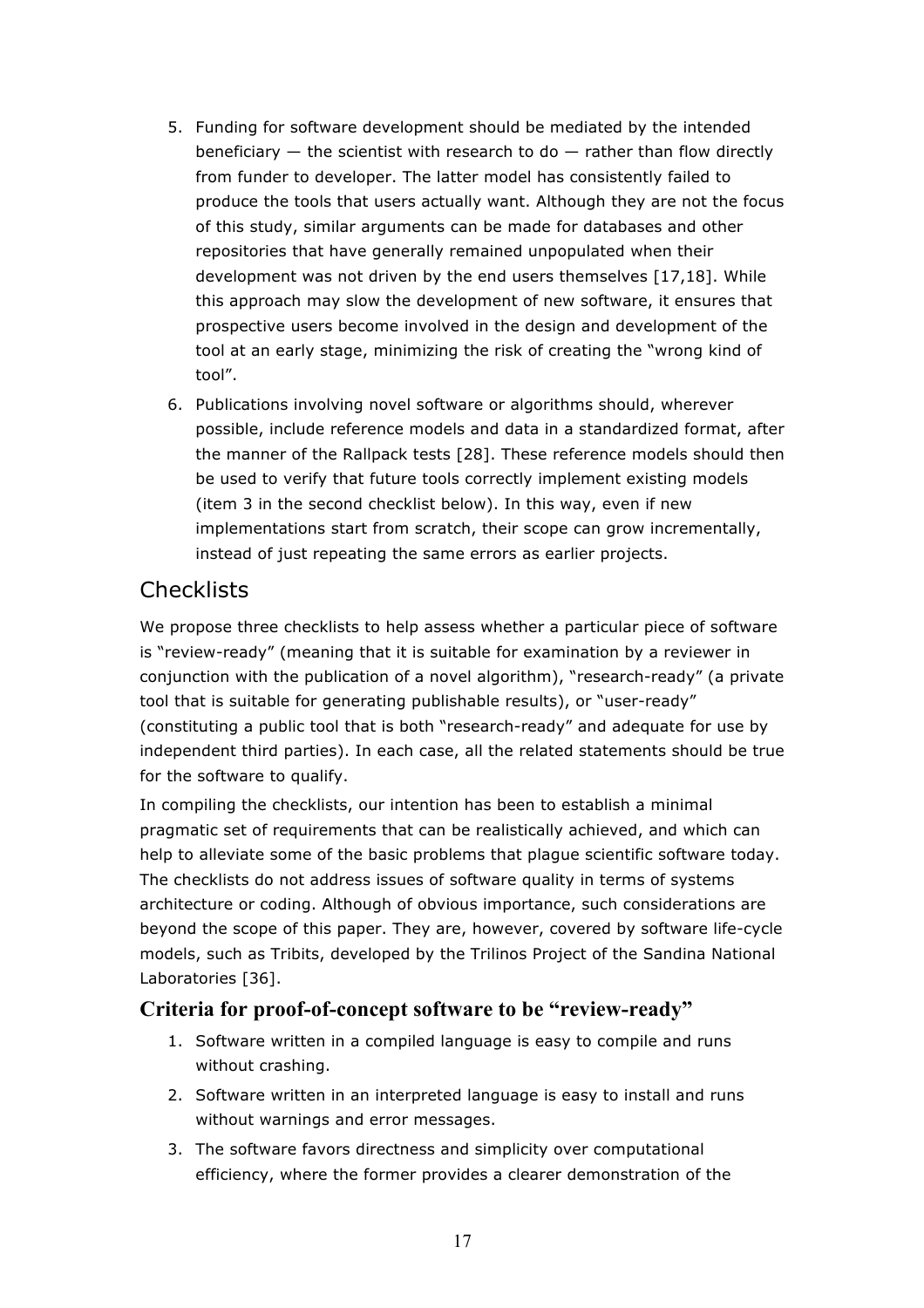5. Funding for software development should be mediated by the intended beneficiary — the scientist with research to do — rather than flow directly from funder to developer. The latter model has consistently failed to produce the tools that users actually want. Although they are not the focus of this study, similar arguments can be made for databases and other repositories that have generally remained unpopulated when their development was not driven by the end users themselves [17,18]. While this approach may slow the development of new software, it ensures that prospective users become involved in the design and development of the tool at an early stage, minimizing the risk of creating the "wrong kind of tool".
6. Publications involving novel software or algorithms should, wherever possible, include reference models and data in a standardized format, after the manner of the Rallpack tests [28]. These reference models should then be used to verify that future tools correctly implement existing models (item 3 in the second checklist below). In this way, even if new implementations start from scratch, their scope can grow incrementally, instead of just repeating the same errors as earlier projects.

## Checklists

We propose three checklists to help assess whether a particular piece of software is "review-ready" (meaning that it is suitable for examination by a reviewer in conjunction with the publication of a novel algorithm), "research-ready" (a private tool that is suitable for generating publishable results), or "user-ready" (constituting a public tool that is both "research-ready" and adequate for use by independent third parties). In each case, all the related statements should be true for the software to qualify.

In compiling the checklists, our intention has been to establish a minimal pragmatic set of requirements that can be realistically achieved, and which can help to alleviate some of the basic problems that plague scientific software today. The checklists do not address issues of software quality in terms of systems architecture or coding. Although of obvious importance, such considerations are beyond the scope of this paper. They are, however, covered by software life-cycle models, such as Tribits, developed by the Trilinos Project of the Sandina National Laboratories [36].

### Criteria for proof-of-concept software to be "review-ready"

1. Software written in a compiled language is easy to compile and runs without crashing.
2. Software written in an interpreted language is easy to install and runs without warnings and error messages.
3. The software favors directness and simplicity over computational efficiency, where the former provides a clearer demonstration of the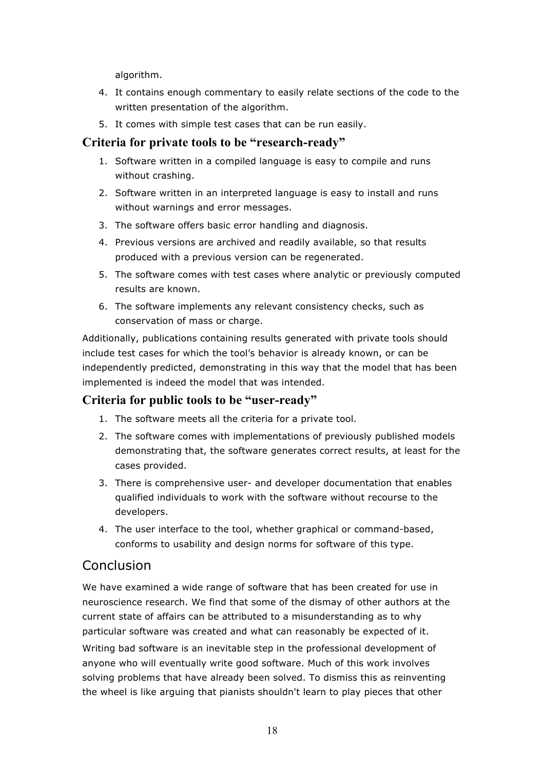algorithm.

4. It contains enough commentary to easily relate sections of the code to the written presentation of the algorithm.
5. It comes with simple test cases that can be run easily.

### Criteria for private tools to be "research-ready"

1. Software written in a compiled language is easy to compile and runs without crashing.
2. Software written in an interpreted language is easy to install and runs without warnings and error messages.
3. The software offers basic error handling and diagnosis.
4. Previous versions are archived and readily available, so that results produced with a previous version can be regenerated.
5. The software comes with test cases where analytic or previously computed results are known.
6. The software implements any relevant consistency checks, such as conservation of mass or charge.

Additionally, publications containing results generated with private tools should include test cases for which the tool's behavior is already known, or can be independently predicted, demonstrating in this way that the model that has been implemented is indeed the model that was intended.

### Criteria for public tools to be "user-ready"

1. The software meets all the criteria for a private tool.
2. The software comes with implementations of previously published models demonstrating that, the software generates correct results, at least for the cases provided.
3. There is comprehensive user- and developer documentation that enables qualified individuals to work with the software without recourse to the developers.
4. The user interface to the tool, whether graphical or command-based, conforms to usability and design norms for software of this type.

## Conclusion

We have examined a wide range of software that has been created for use in neuroscience research. We find that some of the dismay of other authors at the current state of affairs can be attributed to a misunderstanding as to why particular software was created and what can reasonably be expected of it.

Writing bad software is an inevitable step in the professional development of anyone who will eventually write good software. Much of this work involves solving problems that have already been solved. To dismiss this as reinventing the wheel is like arguing that pianists shouldn't learn to play pieces that other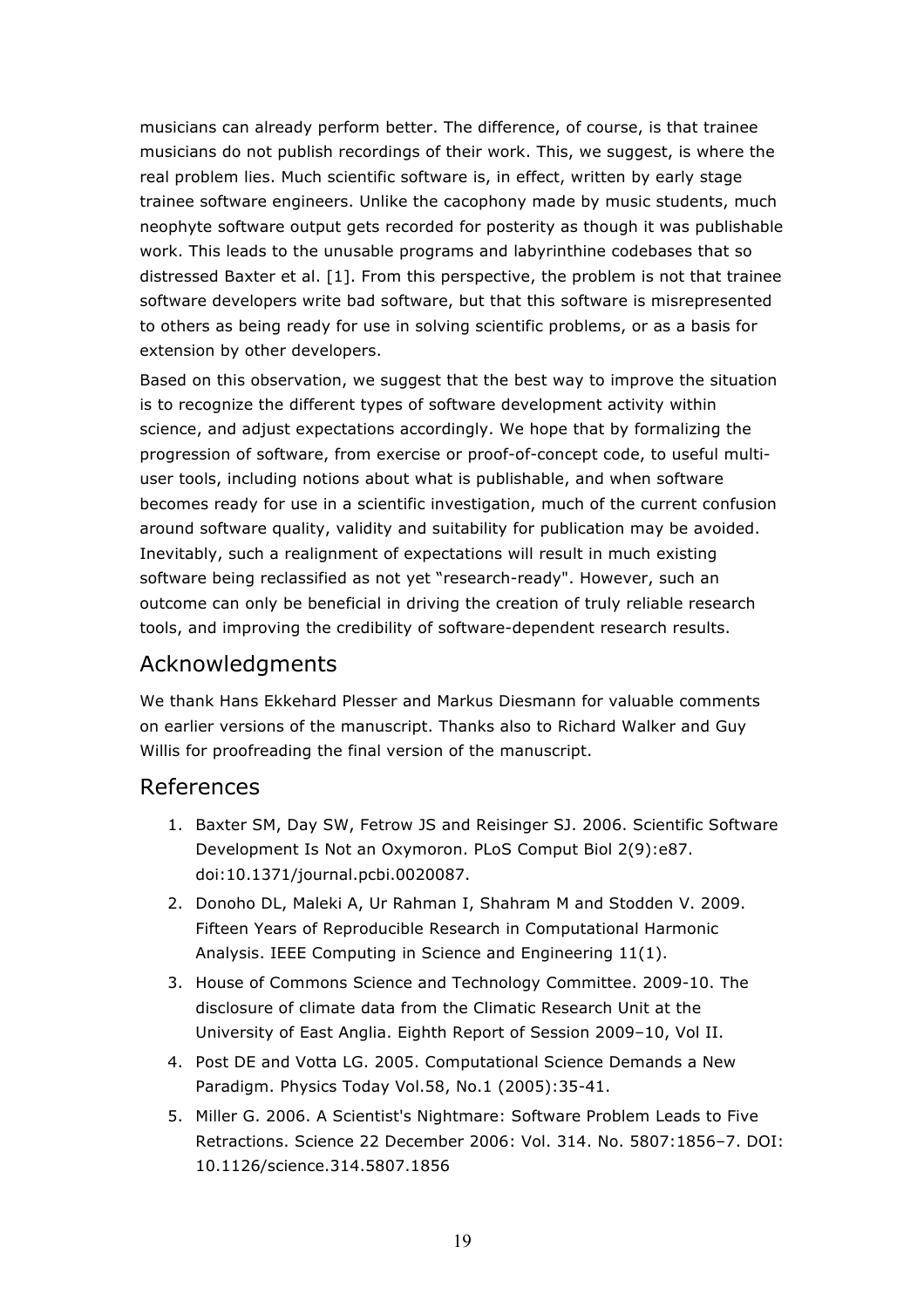musicians can already perform better. The difference, of course, is that trainee musicians do not publish recordings of their work. This, we suggest, is where the real problem lies. Much scientific software is, in effect, written by early stage trainee software engineers. Unlike the cacophony made by music students, much neophyte software output gets recorded for posterity as though it was publishable work. This leads to the unusable programs and labyrinthine codebases that so distressed Baxter et al. [1]. From this perspective, the problem is not that trainee software developers write bad software, but that this software is misrepresented to others as being ready for use in solving scientific problems, or as a basis for extension by other developers.

Based on this observation, we suggest that the best way to improve the situation is to recognize the different types of software development activity within science, and adjust expectations accordingly. We hope that by formalizing the progression of software, from exercise or proof-of-concept code, to useful multi-user tools, including notions about what is publishable, and when software becomes ready for use in a scientific investigation, much of the current confusion around software quality, validity and suitability for publication may be avoided. Inevitably, such a realignment of expectations will result in much existing software being reclassified as not yet "research-ready". However, such an outcome can only be beneficial in driving the creation of truly reliable research tools, and improving the credibility of software-dependent research results.

## Acknowledgments

We thank Hans Ekkehard Plesser and Markus Diesmann for valuable comments on earlier versions of the manuscript. Thanks also to Richard Walker and Guy Willis for proofreading the final version of the manuscript.

## References

1. Baxter SM, Day SW, Fetrow JS and Reisinger SJ. 2006. Scientific Software Development Is Not an Oxymoron. PLoS Comput Biol 2(9):e87. doi:10.1371/journal.pcbi.0020087.
2. Donoho DL, Maleki A, Ur Rahman I, Shahram M and Stodden V. 2009. Fifteen Years of Reproducible Research in Computational Harmonic Analysis. IEEE Computing in Science and Engineering 11(1).
3. House of Commons Science and Technology Committee. 2009-10. The disclosure of climate data from the Climatic Research Unit at the University of East Anglia. Eighth Report of Session 2009–10, Vol II.
4. Post DE and Votta LG. 2005. Computational Science Demands a New Paradigm. Physics Today Vol.58, No.1 (2005):35-41.
5. Miller G. 2006. A Scientist's Nightmare: Software Problem Leads to Five Retractions. Science 22 December 2006: Vol. 314. No. 5807:1856–7. DOI: 10.1126/science.314.5807.1856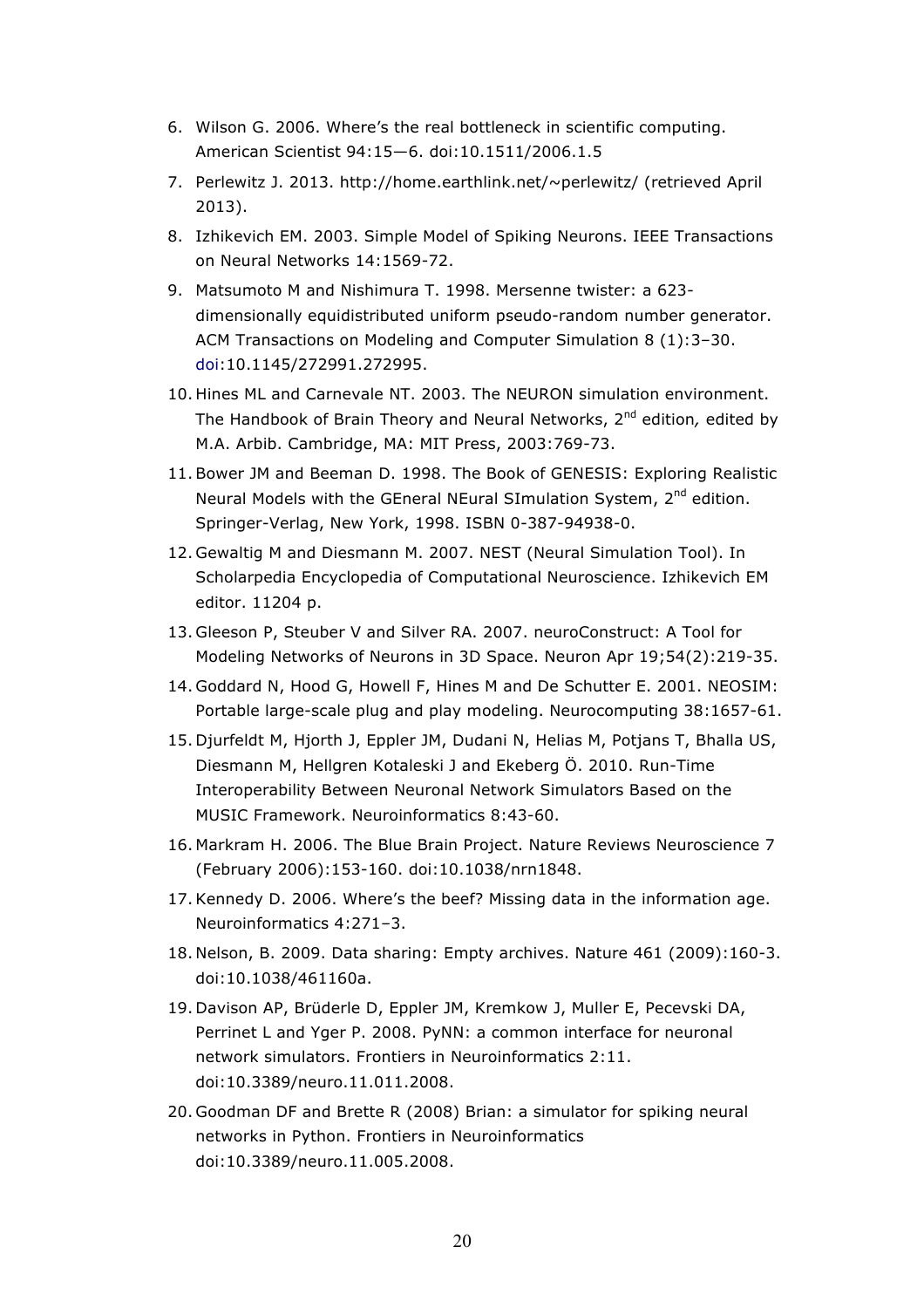6. Wilson G. 2006. Where's the real bottleneck in scientific computing. American Scientist 94:15—6. doi:10.1511/2006.1.5
7. Perlewitz J. 2013. http://home.earthlink.net/~perlewitz/ (retrieved April 2013).
8. Izhikevich EM. 2003. Simple Model of Spiking Neurons. IEEE Transactions on Neural Networks 14:1569-72.
9. Matsumoto M and Nishimura T. 1998. Mersenne twister: a 623-dimensionally equidistributed uniform pseudo-random number generator. ACM Transactions on Modeling and Computer Simulation 8 (1):3–30. doi:10.1145/272991.272995.
10. Hines ML and Carnevale NT. 2003. The NEURON simulation environment. The Handbook of Brain Theory and Neural Networks, 2nd edition, edited by M.A. Arbib. Cambridge, MA: MIT Press, 2003:769-73.
11. Bower JM and Beeman D. 1998. The Book of GENESIS: Exploring Realistic Neural Models with the GEneral NEural SImulation System, 2nd edition. Springer-Verlag, New York, 1998. ISBN 0-387-94938-0.
12. Gewaltig M and Diesmann M. 2007. NEST (Neural Simulation Tool). In Scholarpedia Encyclopedia of Computational Neuroscience. Izhikevich EM editor. 11204 p.
13. Gleeson P, Steuber V and Silver RA. 2007. neuroConstruct: A Tool for Modeling Networks of Neurons in 3D Space. Neuron Apr 19;54(2):219-35.
14. Goddard N, Hood G, Howell F, Hines M and De Schutter E. 2001. NEOSIM: Portable large-scale plug and play modeling. Neurocomputing 38:1657-61.
15. Djurfeldt M, Hjorth J, Eppler JM, Dudani N, Helias M, Potjans T, Bhalla US, Diesmann M, Hellgren Kotaleski J and Ekeberg Ö. 2010. Run-Time Interoperability Between Neuronal Network Simulators Based on the MUSIC Framework. Neuroinformatics 8:43-60.
16. Markram H. 2006. The Blue Brain Project. Nature Reviews Neuroscience 7 (February 2006):153-160. doi:10.1038/nrn1848.
17. Kennedy D. 2006. Where's the beef? Missing data in the information age. Neuroinformatics 4:271–3.
18. Nelson, B. 2009. Data sharing: Empty archives. Nature 461 (2009):160-3. doi:10.1038/461160a.
19. Davison AP, Brüderle D, Eppler JM, Kremkow J, Muller E, Pecevski DA, Perrinet L and Yger P. 2008. PyNN: a common interface for neuronal network simulators. Frontiers in Neuroinformatics 2:11. doi:10.3389/neuro.11.011.2008.
20. Goodman DF and Brette R (2008) Brian: a simulator for spiking neural networks in Python. Frontiers in Neuroinformatics doi:10.3389/neuro.11.005.2008.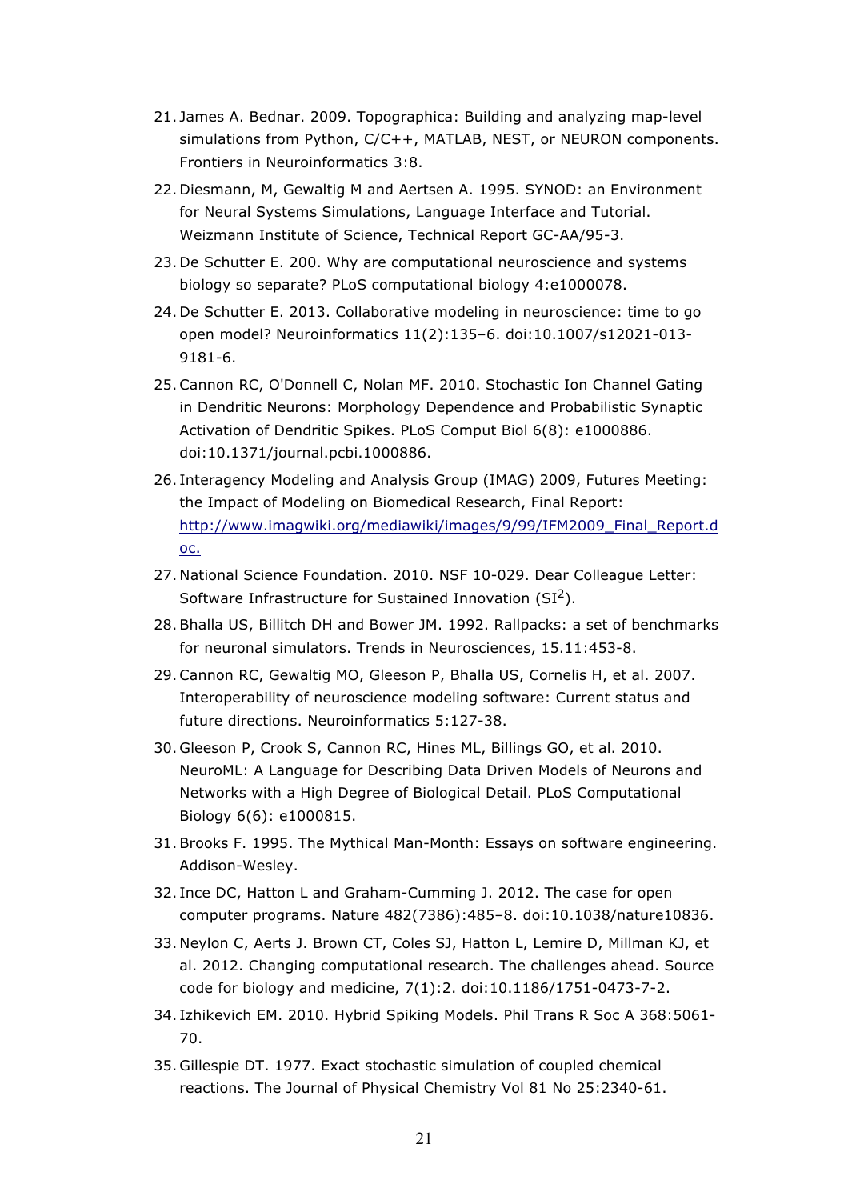21. James A. Bednar. 2009. Topographica: Building and analyzing map-level simulations from Python, C/C++, MATLAB, NEST, or NEURON components. Frontiers in Neuroinformatics 3:8.
22. Diesmann, M, Gewaltig M and Aertsen A. 1995. SYNOD: an Environment for Neural Systems Simulations, Language Interface and Tutorial. Weizmann Institute of Science, Technical Report GC-AA/95-3.
23. De Schutter E. 200. Why are computational neuroscience and systems biology so separate? PLoS computational biology 4:e1000078.
24. De Schutter E. 2013. Collaborative modeling in neuroscience: time to go open model? Neuroinformatics 11(2):135–6. doi:10.1007/s12021-013-9181-6.
25. Cannon RC, O'Donnell C, Nolan MF. 2010. Stochastic Ion Channel Gating in Dendritic Neurons: Morphology Dependence and Probabilistic Synaptic Activation of Dendritic Spikes. PLoS Comput Biol 6(8): e1000886. doi:10.1371/journal.pcbi.1000886.
26. Interagency Modeling and Analysis Group (IMAG) 2009, Futures Meeting: the Impact of Modeling on Biomedical Research, Final Report: [http://www.imagwiki.org/mediawiki/images/9/99/IFM2009_Final_Report.doc.](http://www.imagwiki.org/mediawiki/images/9/99/IFM2009_Final_Report.doc)
27. National Science Foundation. 2010. NSF 10-029. Dear Colleague Letter: Software Infrastructure for Sustained Innovation ($SI^2$).
28. Bhalla US, Billitch DH and Bower JM. 1992. Rallpacks: a set of benchmarks for neuronal simulators. Trends in Neurosciences, 15.11:453-8.
29. Cannon RC, Gewaltig MO, Gleeson P, Bhalla US, Cornelis H, et al. 2007. Interoperability of neuroscience modeling software: Current status and future directions. Neuroinformatics 5:127-38.
30. Gleeson P, Crook S, Cannon RC, Hines ML, Billings GO, et al. 2010. NeuroML: A Language for Describing Data Driven Models of Neurons and Networks with a High Degree of Biological Detail. PLoS Computational Biology 6(6): e1000815.
31. Brooks F. 1995. The Mythical Man-Month: Essays on software engineering. Addison-Wesley.
32. Ince DC, Hatton L and Graham-Cumming J. 2012. The case for open computer programs. Nature 482(7386):485–8. doi:10.1038/nature10836.
33. Neylon C, Aerts J. Brown CT, Coles SJ, Hatton L, Lemire D, Millman KJ, et al. 2012. Changing computational research. The challenges ahead. Source code for biology and medicine, 7(1):2. doi:10.1186/1751-0473-7-2.
34. Izhikevich EM. 2010. Hybrid Spiking Models. Phil Trans R Soc A 368:5061-70.
35. Gillespie DT. 1977. Exact stochastic simulation of coupled chemical reactions. The Journal of Physical Chemistry Vol 81 No 25:2340-61.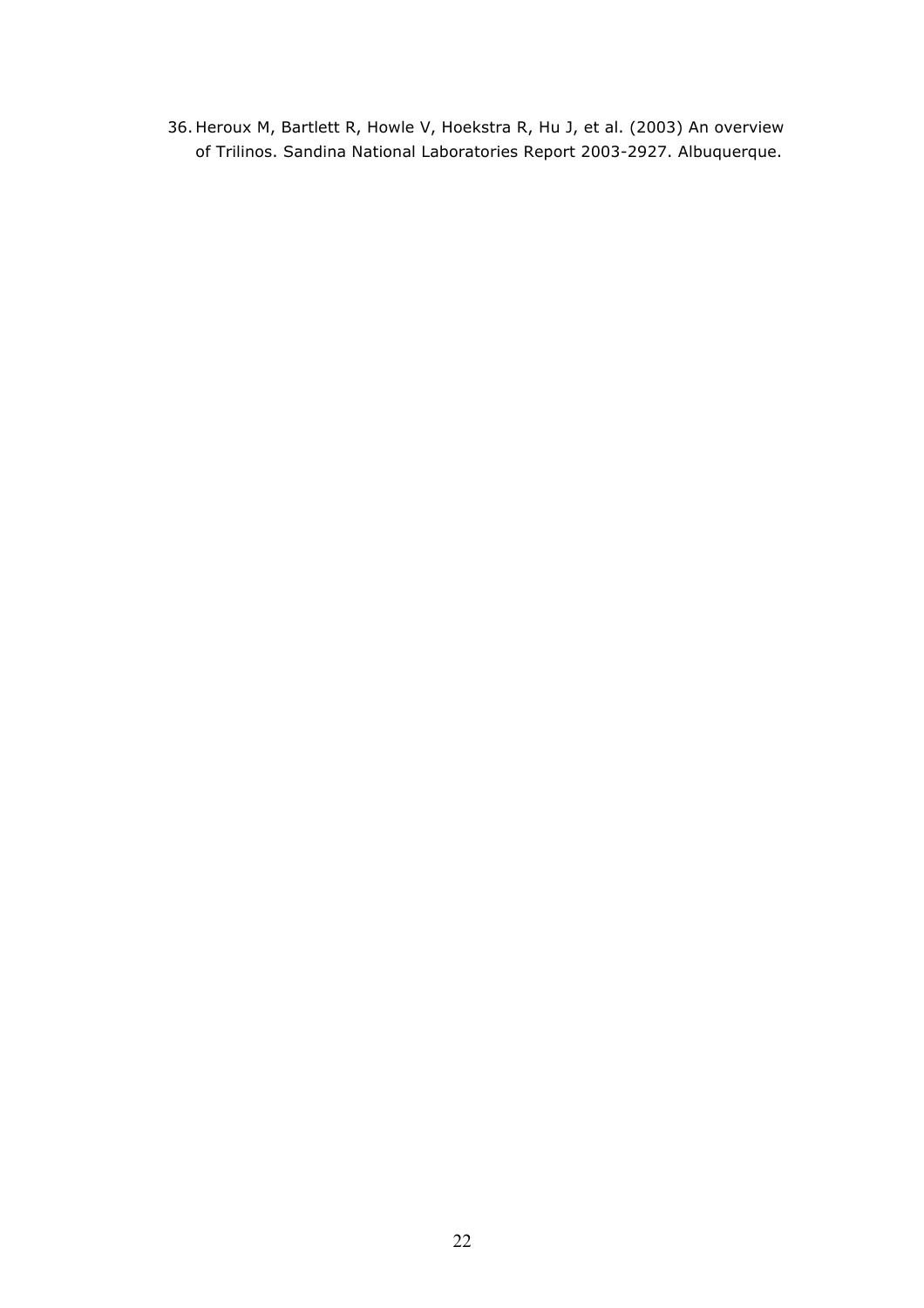36. Heroux M, Bartlett R, Howle V, Hoekstra R, Hu J, et al. (2003) An overview of Trilinos. Sandina National Laboratories Report 2003-2927. Albuquerque.